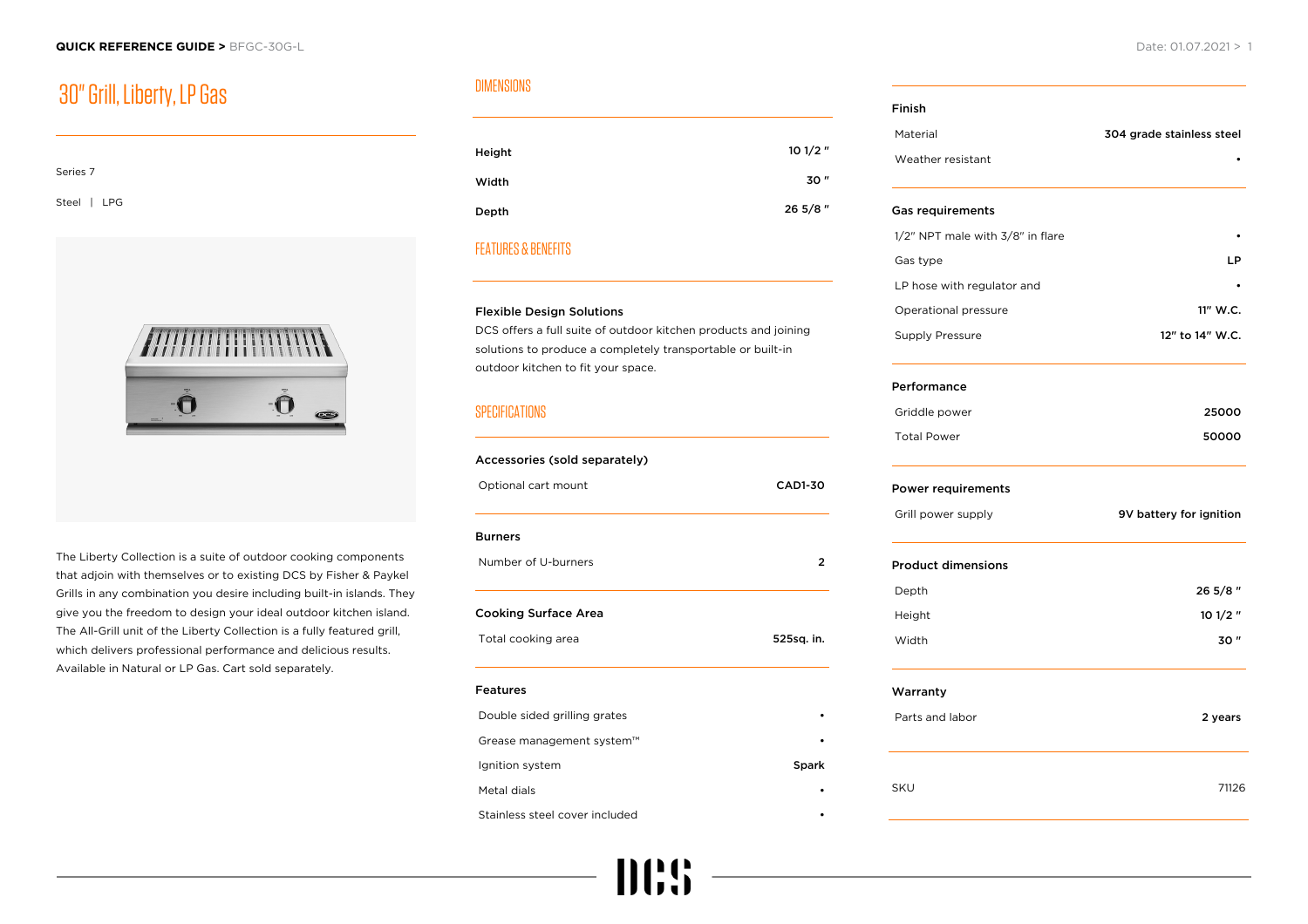**QUICK REFERENCE GUIDE >** BFGC-30G-L

Date: 01.07.2021

# 30" Grill, Liberty, LP Gas

Series 7

Steel | LPG

The Liberty Collection is a suite of outdoor cooking components that adjoin with themselves or to existing DCS by Fisher & Paykel Grills in any combination you desire including built-in islands. They give you the freedom to design your ideal outdoor kitchen island. The All-Grill unit of the Liberty Collection is a fully featured grill, which delivers professional performance and delicious results. Available in Natural or LP Gas. Cart sold separately.

## DIMENSIONS

| | |
|---|---|
| **Height** | 10 1/2 " |
| **Width** | 30 " |
| **Depth** | 26 5/8 " |

## FEATURES & BENEFITS

**Flexible Design Solutions**
DCS offers a full suite of outdoor kitchen products and joining solutions to produce a completely transportable or built-in outdoor kitchen to fit your space.

## SPECIFICATIONS

**Accessories (sold separately)**

| | |
|---|---|
| Optional cart mount | **CAD1-30** |

**Burners**

| | |
|---|---|
| Number of U-burners | **2** |

**Cooking Surface Area**

| | |
|---|---|
| Total cooking area | **525sq. in.** |

**Features**

| | |
|---|---|
| Double sided grilling grates | • |
| Grease management system™ | • |
| Ignition system | Spark |
| Metal dials | • |
| Stainless steel cover included | • |

**Finish**

| | |
|---|---|
| Material | **304 grade stainless steel** |
| Weather resistant | • |

**Gas requirements**

| | |
|---|---|
| 1/2" NPT male with 3/8" in flare | • |
| Gas type | **LP** |
| LP hose with regulator and | • |
| Operational pressure | **11" W.C.** |
| Supply Pressure | **12" to 14" W.C.** |

**Performance**

| | |
|---|---|
| Griddle power | **25000** |
| Total Power | **50000** |

**Power requirements**

| | |
|---|---|
| Grill power supply | **9V battery for ignition** |

**Product dimensions**

| | |
|---|---|
| Depth | **26 5/8 "** |
| Height | **10 1/2 "** |
| Width | **30 "** |

**Warranty**

| | |
|---|---|
| Parts and labor | **2 years** |

| | |
|---|---|
| SKU | 71126 |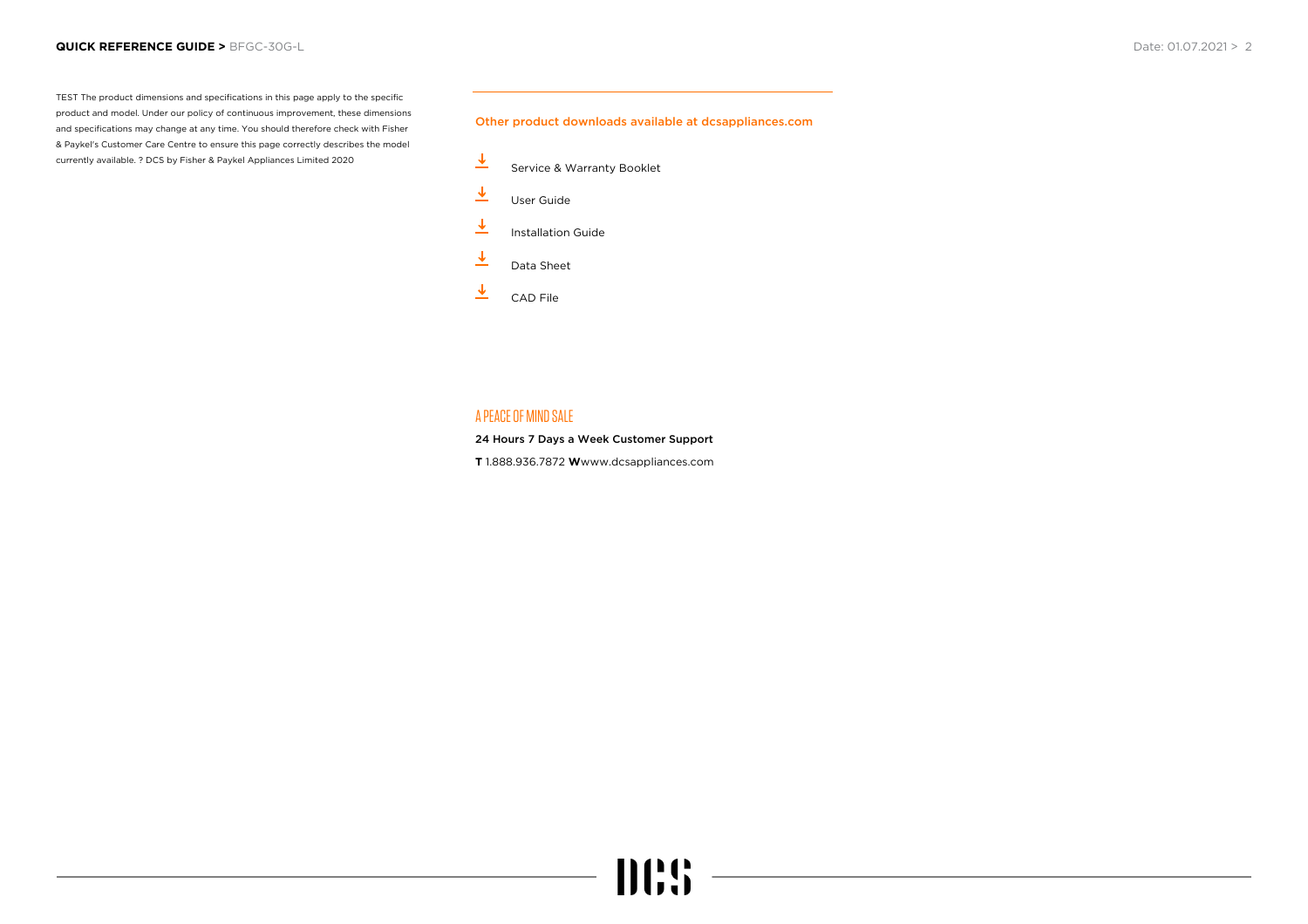TEST The product dimensions and specifications in this page apply to the specific product and model. Under our policy of continuous improvement, these dimensions and specifications may change at any time. You should therefore check with Fisher & Paykel's Customer Care Centre to ensure this page correctly describes the model currently available. ? DCS by Fisher & Paykel Appliances Limited 2020

**Other product downloads available at dcsappliances.com**

- Service & Warranty Booklet
- User Guide
- Installation Guide
- Data Sheet
- CAD File

## A PEACE OF MIND SALE

**24 Hours 7 Days a Week Customer Support**

**T** 1.888.936.7872 **W**www.dcsappliances.com

DCS